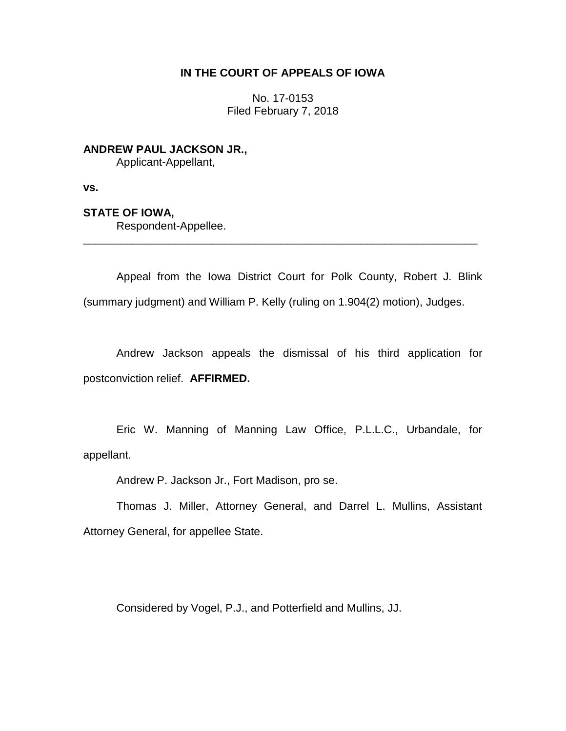# IN THE COURT OF APPEALS OF IOWA

No. 17-0153
Filed February 7, 2018

**ANDREW PAUL JACKSON JR.,**
Applicant-Appellant,

**vs.**

**STATE OF IOWA,**
Respondent-Appellee.

---

Appeal from the Iowa District Court for Polk County, Robert J. Blink (summary judgment) and William P. Kelly (ruling on 1.904(2) motion), Judges.

Andrew Jackson appeals the dismissal of his third application for postconviction relief. **AFFIRMED.**

Eric W. Manning of Manning Law Office, P.L.L.C., Urbandale, for appellant.

Andrew P. Jackson Jr., Fort Madison, pro se.

Thomas J. Miller, Attorney General, and Darrel L. Mullins, Assistant Attorney General, for appellee State.

Considered by Vogel, P.J., and Potterfield and Mullins, JJ.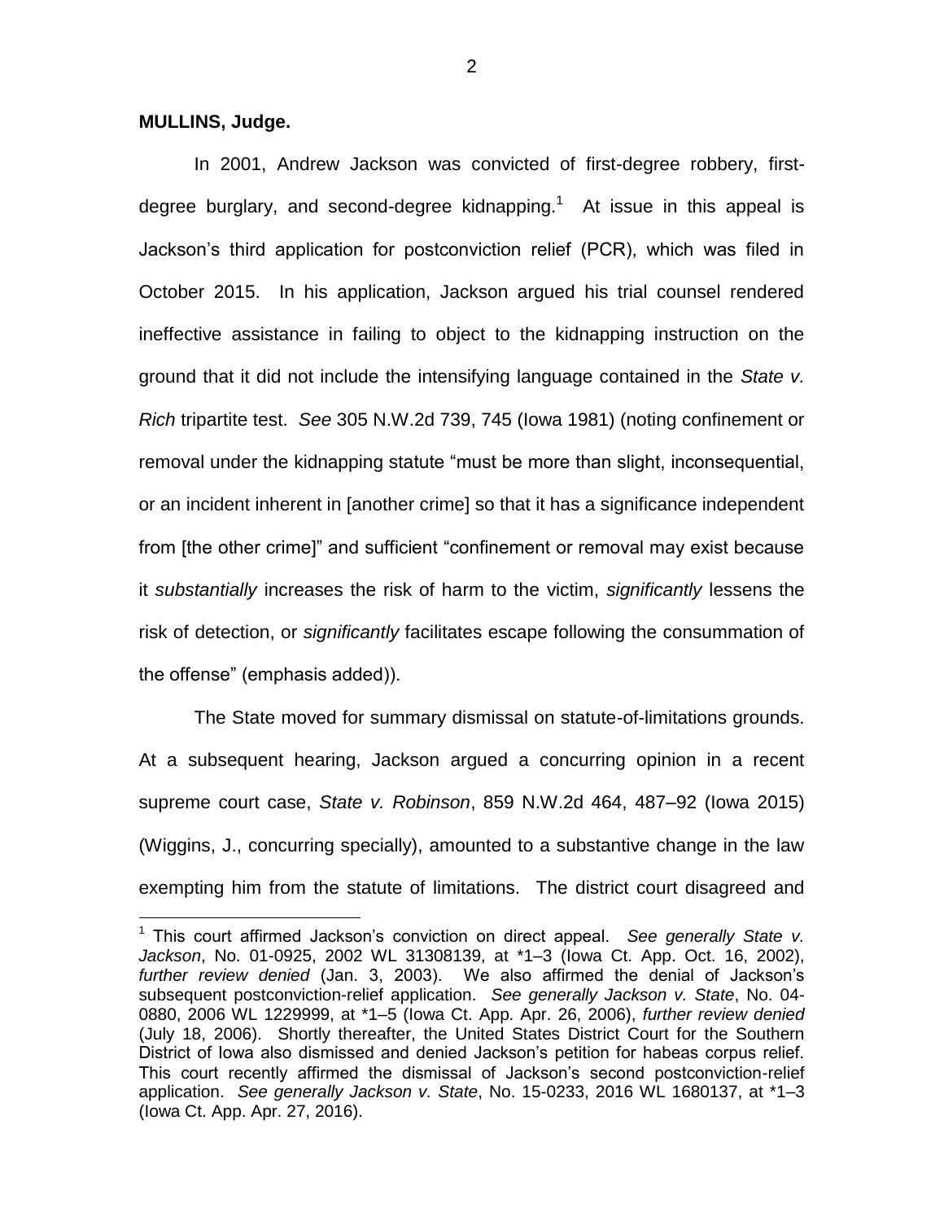**MULLINS, Judge.**

In 2001, Andrew Jackson was convicted of first-degree robbery, first-degree burglary, and second-degree kidnapping.[1] At issue in this appeal is Jackson's third application for postconviction relief (PCR), which was filed in October 2015. In his application, Jackson argued his trial counsel rendered ineffective assistance in failing to object to the kidnapping instruction on the ground that it did not include the intensifying language contained in the *State v. Rich* tripartite test. *See* 305 N.W.2d 739, 745 (Iowa 1981) (noting confinement or removal under the kidnapping statute "must be more than slight, inconsequential, or an incident inherent in [another crime] so that it has a significance independent from [the other crime]" and sufficient "confinement or removal may exist because it *substantially* increases the risk of harm to the victim, *significantly* lessens the risk of detection, or *significantly* facilitates escape following the consummation of the offense" (emphasis added)).

The State moved for summary dismissal on statute-of-limitations grounds. At a subsequent hearing, Jackson argued a concurring opinion in a recent supreme court case, *State v. Robinson*, 859 N.W.2d 464, 487–92 (Iowa 2015) (Wiggins, J., concurring specially), amounted to a substantive change in the law exempting him from the statute of limitations. The district court disagreed and

---

[1] This court affirmed Jackson's conviction on direct appeal. *See generally State v. Jackson*, No. 01-0925, 2002 WL 31308139, at *1–3 (Iowa Ct. App. Oct. 16, 2002), *further review denied* (Jan. 3, 2003). We also affirmed the denial of Jackson's subsequent postconviction-relief application. *See generally Jackson v. State*, No. 04-0880, 2006 WL 1229999, at *1–5 (Iowa Ct. App. Apr. 26, 2006), *further review denied* (July 18, 2006). Shortly thereafter, the United States District Court for the Southern District of Iowa also dismissed and denied Jackson's petition for habeas corpus relief. This court recently affirmed the dismissal of Jackson's second postconviction-relief application. *See generally Jackson v. State*, No. 15-0233, 2016 WL 1680137, at *1–3 (Iowa Ct. App. Apr. 27, 2016).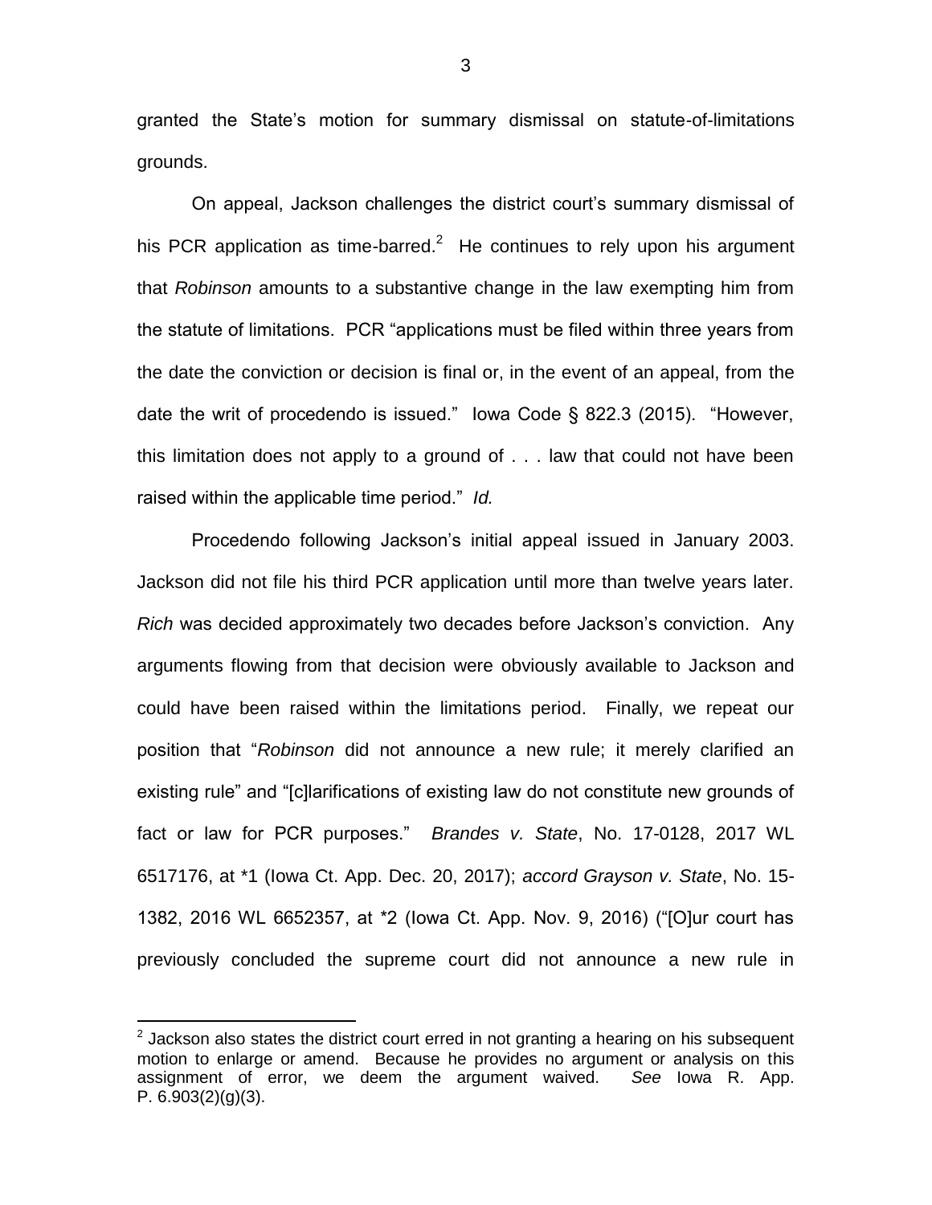granted the State's motion for summary dismissal on statute-of-limitations grounds.

On appeal, Jackson challenges the district court's summary dismissal of his PCR application as time-barred.[2] He continues to rely upon his argument that *Robinson* amounts to a substantive change in the law exempting him from the statute of limitations. PCR "applications must be filed within three years from the date the conviction or decision is final or, in the event of an appeal, from the date the writ of procedendo is issued." Iowa Code § 822.3 (2015). "However, this limitation does not apply to a ground of . . . law that could not have been raised within the applicable time period." *Id.*

Procedendo following Jackson's initial appeal issued in January 2003. Jackson did not file his third PCR application until more than twelve years later. *Rich* was decided approximately two decades before Jackson's conviction. Any arguments flowing from that decision were obviously available to Jackson and could have been raised within the limitations period. Finally, we repeat our position that "*Robinson* did not announce a new rule; it merely clarified an existing rule" and "[c]larifications of existing law do not constitute new grounds of fact or law for PCR purposes." *Brandes v. State*, No. 17-0128, 2017 WL 6517176, at *1 (Iowa Ct. App. Dec. 20, 2017); *accord Grayson v. State*, No. 15-1382, 2016 WL 6652357, at *2 (Iowa Ct. App. Nov. 9, 2016) ("[O]ur court has previously concluded the supreme court did not announce a new rule in

---

[2] Jackson also states the district court erred in not granting a hearing on his subsequent motion to enlarge or amend. Because he provides no argument or analysis on this assignment of error, we deem the argument waived. *See* Iowa R. App. P. 6.903(2)(g)(3).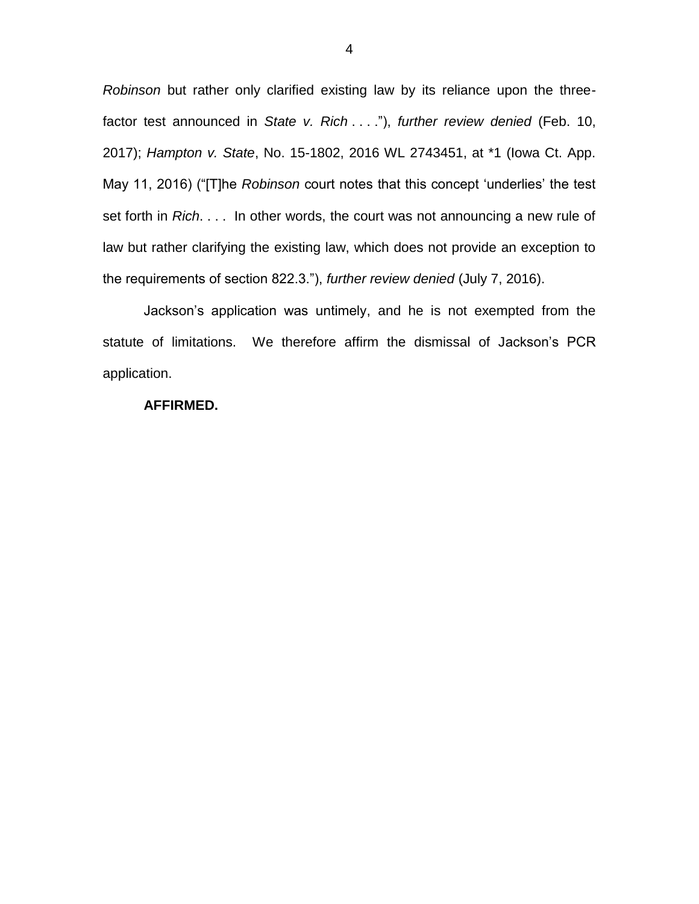*Robinson* but rather only clarified existing law by its reliance upon the three-factor test announced in *State v. Rich* . . . ."), *further review denied* (Feb. 10, 2017); *Hampton v. State*, No. 15-1802, 2016 WL 2743451, at *1 (Iowa Ct. App. May 11, 2016) ("[T]he *Robinson* court notes that this concept 'underlies' the test set forth in *Rich*. . . . In other words, the court was not announcing a new rule of law but rather clarifying the existing law, which does not provide an exception to the requirements of section 822.3."), *further review denied* (July 7, 2016).

Jackson's application was untimely, and he is not exempted from the statute of limitations. We therefore affirm the dismissal of Jackson's PCR application.

**AFFIRMED.**